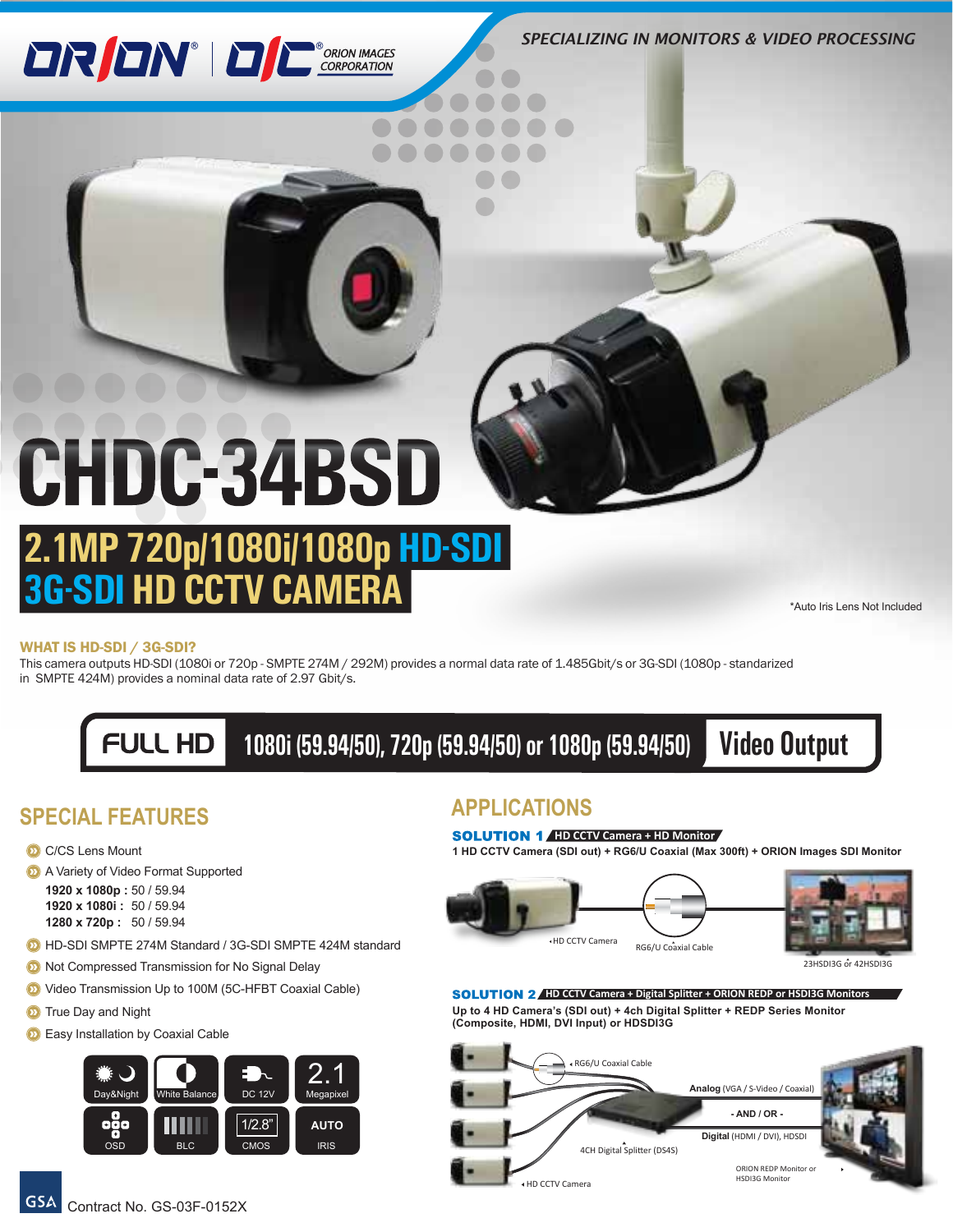ORION® | OIC® ORION IMAGES CORPORATION

*SPECIALIZING IN MONITORS & VIDEO PROCESSING*

# CHDC-34BSD

## 2.1MP 720p/1080i/1080p HD-SDI 3G-SDI HD CCTV CAMERA

*Auto Iris Lens Not Included

### WHAT IS HD-SDI / 3G-SDI?

This camera outputs HD-SDI (1080i or 720p - SMPTE 274M / 292M) provides a normal data rate of 1.485Gbit/s or 3G-SDI (1080p - standarized in SMPTE 424M) provides a nominal data rate of 2.97 Gbit/s.

**FULL HD** 1080i (59.94/50), 720p (59.94/50) or 1080p (59.94/50) **Video Output**

## SPECIAL FEATURES

- C/CS Lens Mount
- A Variety of Video Format Supported
  - **1920 x 1080p :** 50 / 59.94
  - **1920 x 1080i :** 50 / 59.94
  - **1280 x 720p :** 50 / 59.94
- HD-SDI SMPTE 274M Standard / 3G-SDI SMPTE 424M standard
- Not Compressed Transmission for No Signal Delay
- Video Transmission Up to 100M (5C-HFBT Coaxial Cable)
- True Day and Night
- Easy Installation by Coaxial Cable

Day&Night | White Balance | DC 12V | 2.1 Megapixel | OSD | BLC | 1/2.8" CMOS | AUTO IRIS

GSA Contract No. GS-03F-0152X

## APPLICATIONS

**SOLUTION 1** HD CCTV Camera + HD Monitor

**1 HD CCTV Camera (SDI out) + RG6/U Coaxial (Max 300ft) + ORION Images SDI Monitor**

HD CCTV Camera — RG6/U Coaxial Cable — 23HSDI3G or 42HSDI3G

**SOLUTION 2** HD CCTV Camera + Digital Splitter + ORION REDP or HSDI3G Monitors

**Up to 4 HD Camera's (SDI out) + 4ch Digital Splitter + REDP Series Monitor (Composite, HDMI, DVI Input) or HDSDI3G**

RG6/U Coaxial Cable; HD CCTV Camera; 4CH Digital Splitter (DS4S); **Analog** (VGA / S-Video / Coaxial) - AND / OR - **Digital** (HDMI / DVI), HDSDI; ORION REDP Monitor or HSDI3G Monitor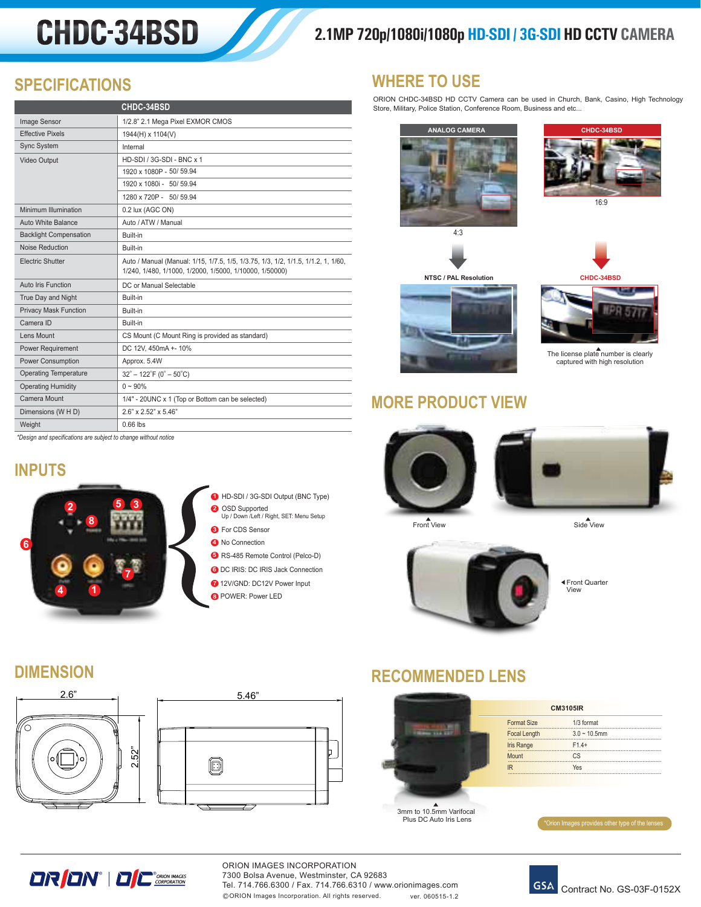# CHDC-34BSD

## 2.1MP 720p/1080i/1080p HD-SDI / 3G-SDI HD CCTV CAMERA

## SPECIFICATIONS

| | CHDC-34BSD |
|---|---|
| Image Sensor | 1/2.8" 2.1 Mega Pixel EXMOR CMOS |
| Effective Pixels | 1944(H) x 1104(V) |
| Sync System | Internal |
| Video Output | HD-SDI / 3G-SDI - BNC x 1 |
| | 1920 x 1080P - 50/ 59.94 |
| | 1920 x 1080i - 50/ 59.94 |
| | 1280 x 720P - 50/ 59.94 |
| Minimum Illumination | 0.2 lux (AGC ON) |
| Auto White Balance | Auto / ATW / Manual |
| Backlight Compensation | Built-in |
| Noise Reduction | Built-in |
| Electric Shutter | Auto / Manual (Manual: 1/15, 1/7.5, 1/5, 1/3.75, 1/3, 1/2, 1/1.5, 1/1.2, 1, 1/60, 1/240, 1/480, 1/1000, 1/2000, 1/5000, 1/10000, 1/50000) |
| Auto Iris Function | DC or Manual Selectable |
| True Day and Night | Built-in |
| Privacy Mask Function | Built-in |
| Camera ID | Built-in |
| Lens Mount | CS Mount (C Mount Ring is provided as standard) |
| Power Requirement | DC 12V, 450mA +- 10% |
| Power Consumption | Approx. 5.4W |
| Operating Temperature | 32˚ – 122˚F (0˚ – 50˚C) |
| Operating Humidity | 0 ~ 90% |
| Camera Mount | 1/4" - 20UNC x 1 (Top or Bottom can be selected) |
| Dimensions (W H D) | 2.6" x 2.52" x 5.46" |
| Weight | 0.66 lbs |

*Design and specifications are subject to change without notice*

## INPUTS

1. HD-SDI / 3G-SDI Output (BNC Type)
2. OSD Supported
   Up / Down /Left / Right, SET: Menu Setup
3. For CDS Sensor
4. No Connection
5. RS-485 Remote Control (Pelco-D)
6. DC IRIS: DC IRIS Jack Connection
7. 12V/GND: DC12V Power Input
8. POWER: Power LED

## DIMENSION

2.6”

2.52”

5.46”

## WHERE TO USE

ORION CHDC-34BSD HD CCTV Camera can be used in Church, Bank, Casino, High Technology Store, Military, Police Station, Conference Room, Business and etc...

ANALOG CAMERA

4:3

NTSC / PAL Resolution

CHDC-34BSD

16:9

CHDC-34BSD

The license plate number is clearly captured with high resolution

## MORE PRODUCT VIEW

Front View

Side View

Front Quarter View

## RECOMMENDED LENS

| CM3105IR | |
|---|---|
| Format Size | 1/3 format |
| Focal Length | 3.0 ~ 10.5mm |
| Iris Range | F1.4+ |
| Mount | CS |
| IR | Yes |

3mm to 10.5mm Varifocal Plus DC Auto Iris Lens

*Orion Images provides other type of the lenses

ORION IMAGES INCORPORATION
7300 Bolsa Avenue, Westminster, CA 92683
Tel. 714.766.6300 / Fax. 714.766.6310 / www.orionimages.com
©ORION Images Incorporation. All rights reserved. ver. 060515-1.2

GSA Contract No. GS-03F-0152X